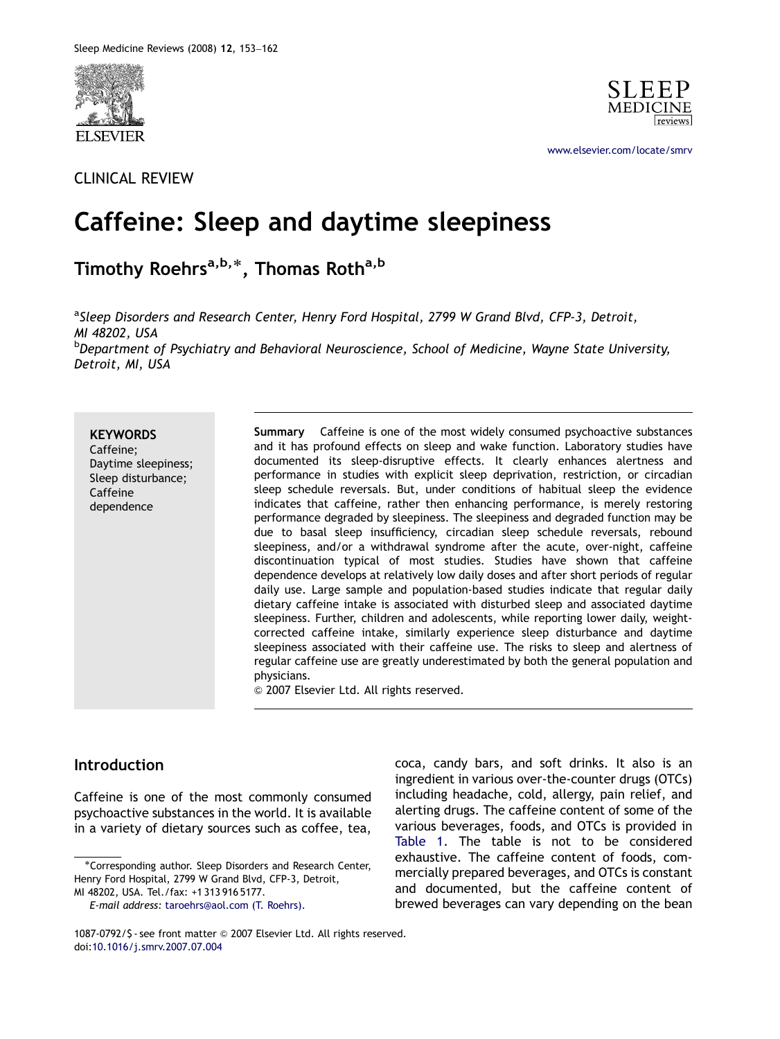CLINICAL REVIEW

# Caffeine: Sleep and daytime sleepiness

Timothy Roehrs[a,b,*], Thomas Roth[a,b]

[a]*Sleep Disorders and Research Center, Henry Ford Hospital, 2799 W Grand Blvd, CFP-3, Detroit, MI 48202, USA*
[b]*Department of Psychiatry and Behavioral Neuroscience, School of Medicine, Wayne State University, Detroit, MI, USA*

**KEYWORDS**
Caffeine;
Daytime sleepiness;
Sleep disturbance;
Caffeine dependence

**Summary** Caffeine is one of the most widely consumed psychoactive substances and it has profound effects on sleep and wake function. Laboratory studies have documented its sleep-disruptive effects. It clearly enhances alertness and performance in studies with explicit sleep deprivation, restriction, or circadian sleep schedule reversals. But, under conditions of habitual sleep the evidence indicates that caffeine, rather then enhancing performance, is merely restoring performance degraded by sleepiness. The sleepiness and degraded function may be due to basal sleep insufficiency, circadian sleep schedule reversals, rebound sleepiness, and/or a withdrawal syndrome after the acute, over-night, caffeine discontinuation typical of most studies. Studies have shown that caffeine dependence develops at relatively low daily doses and after short periods of regular daily use. Large sample and population-based studies indicate that regular daily dietary caffeine intake is associated with disturbed sleep and associated daytime sleepiness. Further, children and adolescents, while reporting lower daily, weight-corrected caffeine intake, similarly experience sleep disturbance and daytime sleepiness associated with their caffeine use. The risks to sleep and alertness of regular caffeine use are greatly underestimated by both the general population and physicians.
© 2007 Elsevier Ltd. All rights reserved.

## Introduction

Caffeine is one of the most commonly consumed psychoactive substances in the world. It is available in a variety of dietary sources such as coffee, tea, coca, candy bars, and soft drinks. It also is an ingredient in various over-the-counter drugs (OTCs) including headache, cold, allergy, pain relief, and alerting drugs. The caffeine content of some of the various beverages, foods, and OTCs is provided in Table 1. The table is not to be considered exhaustive. The caffeine content of foods, commercially prepared beverages, and OTCs is constant and documented, but the caffeine content of brewed beverages can vary depending on the bean

*Corresponding author. Sleep Disorders and Research Center, Henry Ford Hospital, 2799 W Grand Blvd, CFP-3, Detroit, MI 48202, USA. Tel./fax: +1 313 916 5177.
*E-mail address:* taroehrs@aol.com (T. Roehrs).

1087-0792/$ - see front matter © 2007 Elsevier Ltd. All rights reserved.
doi:10.1016/j.smrv.2007.07.004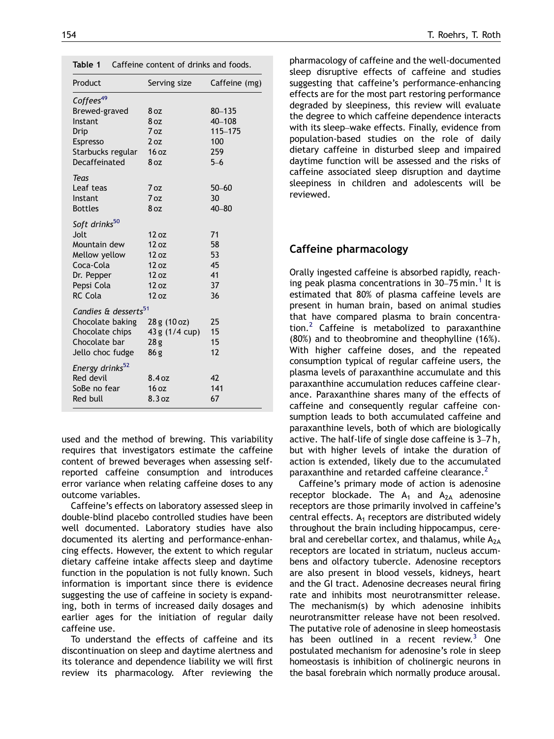**Table 1** Caffeine content of drinks and foods.

| Product | Serving size | Caffeine (mg) |
|---|---|---|
| *Coffees*[49] | | |
| Brewed-graved | 8 oz | 80–135 |
| Instant | 8 oz | 40–108 |
| Drip | 7 oz | 115–175 |
| Espresso | 2 oz | 100 |
| Starbucks regular | 16 oz | 259 |
| Decaffeinated | 8 oz | 5–6 |
| *Teas* | | |
| Leaf teas | 7 oz | 50–60 |
| Instant | 7 oz | 30 |
| Bottles | 8 oz | 40–80 |
| *Soft drinks*[50] | | |
| Jolt | 12 oz | 71 |
| Mountain dew | 12 oz | 58 |
| Mellow yellow | 12 oz | 53 |
| Coca-Cola | 12 oz | 45 |
| Dr. Pepper | 12 oz | 41 |
| Pepsi Cola | 12 oz | 37 |
| RC Cola | 12 oz | 36 |
| *Candies & desserts*[51] | | |
| Chocolate baking | 28 g (10 oz) | 25 |
| Chocolate chips | 43 g (1/4 cup) | 15 |
| Chocolate bar | 28 g | 15 |
| Jello choc fudge | 86 g | 12 |
| *Energy drinks*[52] | | |
| Red devil | 8.4 oz | 42 |
| SoBe no fear | 16 oz | 141 |
| Red bull | 8.3 oz | 67 |

used and the method of brewing. This variability requires that investigators estimate the caffeine content of brewed beverages when assessing self-reported caffeine consumption and introduces error variance when relating caffeine doses to any outcome variables.

Caffeine's effects on laboratory assessed sleep in double-blind placebo controlled studies have been well documented. Laboratory studies have also documented its alerting and performance-enhancing effects. However, the extent to which regular dietary caffeine intake affects sleep and daytime function in the population is not fully known. Such information is important since there is evidence suggesting the use of caffeine in society is expanding, both in terms of increased daily dosages and earlier ages for the initiation of regular daily caffeine use.

To understand the effects of caffeine and its discontinuation on sleep and daytime alertness and its tolerance and dependence liability we will first review its pharmacology. After reviewing the pharmacology of caffeine and the well-documented sleep disruptive effects of caffeine and studies suggesting that caffeine's performance-enhancing effects are for the most part restoring performance degraded by sleepiness, this review will evaluate the degree to which caffeine dependence interacts with its sleep–wake effects. Finally, evidence from population-based studies on the role of daily dietary caffeine in disturbed sleep and impaired daytime function will be assessed and the risks of caffeine associated sleep disruption and daytime sleepiness in children and adolescents will be reviewed.

## Caffeine pharmacology

Orally ingested caffeine is absorbed rapidly, reaching peak plasma concentrations in 30–75 min.[1] It is estimated that 80% of plasma caffeine levels are present in human brain, based on animal studies that have compared plasma to brain concentration.[2] Caffeine is metabolized to paraxanthine (80%) and to theobromine and theophylline (16%). With higher caffeine doses, and the repeated consumption typical of regular caffeine users, the plasma levels of paraxanthine accumulate and this paraxanthine accumulation reduces caffeine clearance. Paraxanthine shares many of the effects of caffeine and consequently regular caffeine consumption leads to both accumulated caffeine and paraxanthine levels, both of which are biologically active. The half-life of single dose caffeine is 3–7 h, but with higher levels of intake the duration of action is extended, likely due to the accumulated paraxanthine and retarded caffeine clearance.[2]

Caffeine's primary mode of action is adenosine receptor blockade. The $A_1$ and $A_{2A}$ adenosine receptors are those primarily involved in caffeine's central effects. $A_1$ receptors are distributed widely throughout the brain including hippocampus, cerebral and cerebellar cortex, and thalamus, while $A_{2A}$ receptors are located in striatum, nucleus accumbens and olfactory tubercle. Adenosine receptors are also present in blood vessels, kidneys, heart and the GI tract. Adenosine decreases neural firing rate and inhibits most neurotransmitter release. The mechanism(s) by which adenosine inhibits neurotransmitter release have not been resolved. The putative role of adenosine in sleep homeostasis has been outlined in a recent review.[3] One postulated mechanism for adenosine's role in sleep homeostasis is inhibition of cholinergic neurons in the basal forebrain which normally produce arousal.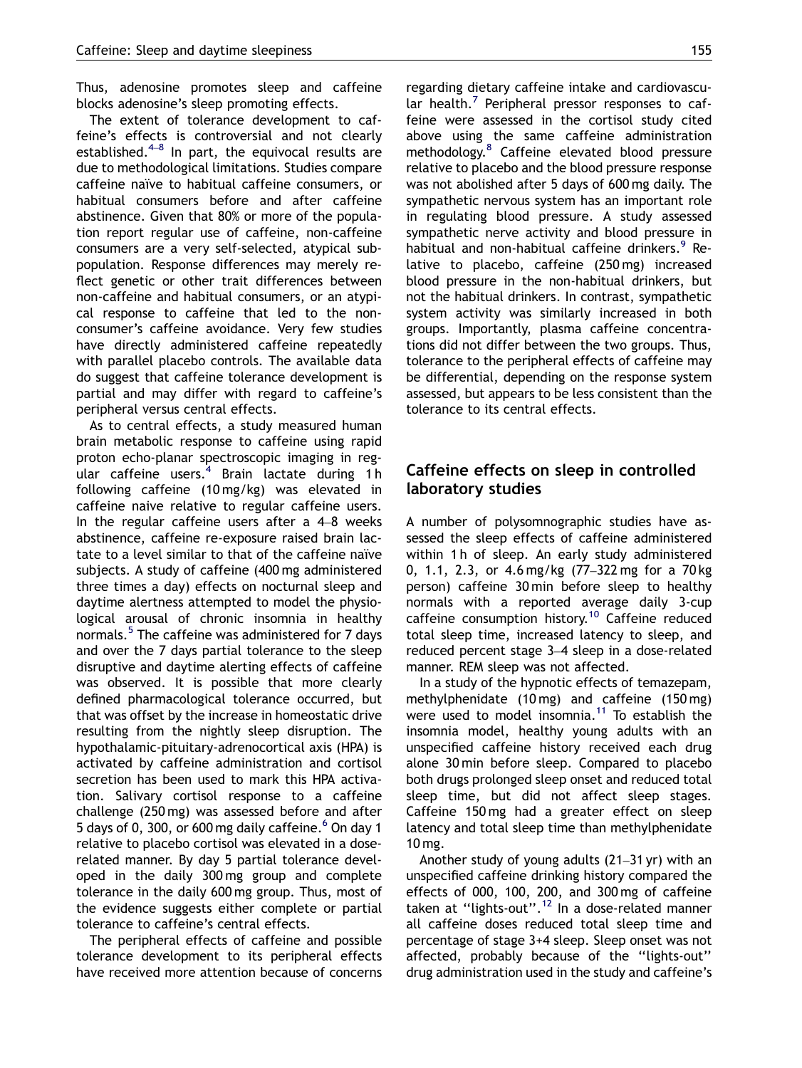Thus, adenosine promotes sleep and caffeine blocks adenosine's sleep promoting effects.

The extent of tolerance development to caffeine's effects is controversial and not clearly established.[4–8] In part, the equivocal results are due to methodological limitations. Studies compare caffeine naïve to habitual caffeine consumers, or habitual consumers before and after caffeine abstinence. Given that 80% or more of the population report regular use of caffeine, non-caffeine consumers are a very self-selected, atypical subpopulation. Response differences may merely reflect genetic or other trait differences between non-caffeine and habitual consumers, or an atypical response to caffeine that led to the non-consumer's caffeine avoidance. Very few studies have directly administered caffeine repeatedly with parallel placebo controls. The available data do suggest that caffeine tolerance development is partial and may differ with regard to caffeine's peripheral versus central effects.

As to central effects, a study measured human brain metabolic response to caffeine using rapid proton echo-planar spectroscopic imaging in regular caffeine users.[4] Brain lactate during 1 h following caffeine (10 mg/kg) was elevated in caffeine naive relative to regular caffeine users. In the regular caffeine users after a 4–8 weeks abstinence, caffeine re-exposure raised brain lactate to a level similar to that of the caffeine naïve subjects. A study of caffeine (400 mg administered three times a day) effects on nocturnal sleep and daytime alertness attempted to model the physiological arousal of chronic insomnia in healthy normals.[5] The caffeine was administered for 7 days and over the 7 days partial tolerance to the sleep disruptive and daytime alerting effects of caffeine was observed. It is possible that more clearly defined pharmacological tolerance occurred, but that was offset by the increase in homeostatic drive resulting from the nightly sleep disruption. The hypothalamic-pituitary-adrenocortical axis (HPA) is activated by caffeine administration and cortisol secretion has been used to mark this HPA activation. Salivary cortisol response to a caffeine challenge (250 mg) was assessed before and after 5 days of 0, 300, or 600 mg daily caffeine.[6] On day 1 relative to placebo cortisol was elevated in a dose-related manner. By day 5 partial tolerance developed in the daily 300 mg group and complete tolerance in the daily 600 mg group. Thus, most of the evidence suggests either complete or partial tolerance to caffeine's central effects.

The peripheral effects of caffeine and possible tolerance development to its peripheral effects have received more attention because of concerns regarding dietary caffeine intake and cardiovascular health.[7] Peripheral pressor responses to caffeine were assessed in the cortisol study cited above using the same caffeine administration methodology.[8] Caffeine elevated blood pressure relative to placebo and the blood pressure response was not abolished after 5 days of 600 mg daily. The sympathetic nervous system has an important role in regulating blood pressure. A study assessed sympathetic nerve activity and blood pressure in habitual and non-habitual caffeine drinkers.[9] Relative to placebo, caffeine (250 mg) increased blood pressure in the non-habitual drinkers, but not the habitual drinkers. In contrast, sympathetic system activity was similarly increased in both groups. Importantly, plasma caffeine concentrations did not differ between the two groups. Thus, tolerance to the peripheral effects of caffeine may be differential, depending on the response system assessed, but appears to be less consistent than the tolerance to its central effects.

## Caffeine effects on sleep in controlled laboratory studies

A number of polysomnographic studies have assessed the sleep effects of caffeine administered within 1 h of sleep. An early study administered 0, 1.1, 2.3, or 4.6 mg/kg (77–322 mg for a 70 kg person) caffeine 30 min before sleep to healthy normals with a reported average daily 3-cup caffeine consumption history.[10] Caffeine reduced total sleep time, increased latency to sleep, and reduced percent stage 3–4 sleep in a dose-related manner. REM sleep was not affected.

In a study of the hypnotic effects of temazepam, methylphenidate (10 mg) and caffeine (150 mg) were used to model insomnia.[11] To establish the insomnia model, healthy young adults with an unspecified caffeine history received each drug alone 30 min before sleep. Compared to placebo both drugs prolonged sleep onset and reduced total sleep time, but did not affect sleep stages. Caffeine 150 mg had a greater effect on sleep latency and total sleep time than methylphenidate 10 mg.

Another study of young adults (21–31 yr) with an unspecified caffeine drinking history compared the effects of 000, 100, 200, and 300 mg of caffeine taken at "lights-out".[12] In a dose-related manner all caffeine doses reduced total sleep time and percentage of stage 3+4 sleep. Sleep onset was not affected, probably because of the "lights-out" drug administration used in the study and caffeine's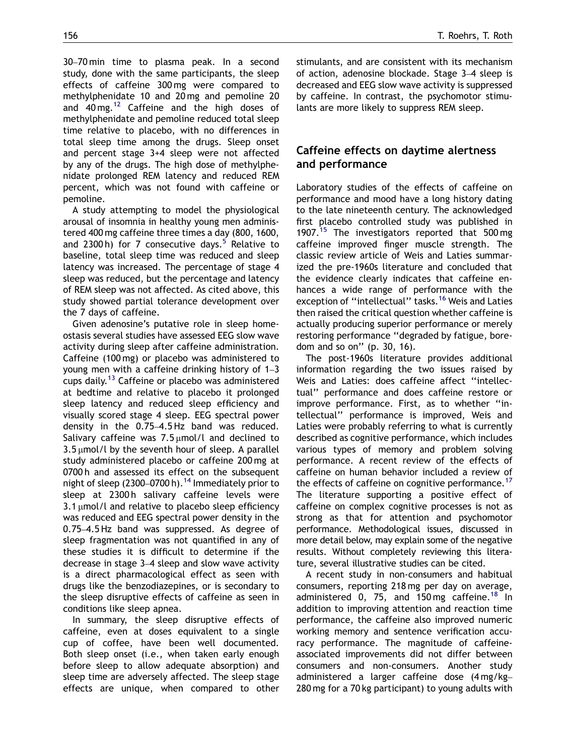30–70 min time to plasma peak. In a second study, done with the same participants, the sleep effects of caffeine 300 mg were compared to methylphenidate 10 and 20 mg and pemoline 20 and 40 mg.[12] Caffeine and the high doses of methylphenidate and pemoline reduced total sleep time relative to placebo, with no differences in total sleep time among the drugs. Sleep onset and percent stage 3+4 sleep were not affected by any of the drugs. The high dose of methylphenidate prolonged REM latency and reduced REM percent, which was not found with caffeine or pemoline.

A study attempting to model the physiological arousal of insomnia in healthy young men administered 400 mg caffeine three times a day (800, 1600, and 2300 h) for 7 consecutive days.[5] Relative to baseline, total sleep time was reduced and sleep latency was increased. The percentage of stage 4 sleep was reduced, but the percentage and latency of REM sleep was not affected. As cited above, this study showed partial tolerance development over the 7 days of caffeine.

Given adenosine's putative role in sleep homeostasis several studies have assessed EEG slow wave activity during sleep after caffeine administration. Caffeine (100 mg) or placebo was administered to young men with a caffeine drinking history of 1–3 cups daily.[13] Caffeine or placebo was administered at bedtime and relative to placebo it prolonged sleep latency and reduced sleep efficiency and visually scored stage 4 sleep. EEG spectral power density in the 0.75–4.5 Hz band was reduced. Salivary caffeine was 7.5 μmol/l and declined to 3.5 μmol/l by the seventh hour of sleep. A parallel study administered placebo or caffeine 200 mg at 0700 h and assessed its effect on the subsequent night of sleep (2300–0700 h).[14] Immediately prior to sleep at 2300 h salivary caffeine levels were 3.1 μmol/l and relative to placebo sleep efficiency was reduced and EEG spectral power density in the 0.75–4.5 Hz band was suppressed. As degree of sleep fragmentation was not quantified in any of these studies it is difficult to determine if the decrease in stage 3–4 sleep and slow wave activity is a direct pharmacological effect as seen with drugs like the benzodiazepines, or is secondary to the sleep disruptive effects of caffeine as seen in conditions like sleep apnea.

In summary, the sleep disruptive effects of caffeine, even at doses equivalent to a single cup of coffee, have been well documented. Both sleep onset (i.e., when taken early enough before sleep to allow adequate absorption) and sleep time are adversely affected. The sleep stage effects are unique, when compared to other stimulants, and are consistent with its mechanism of action, adenosine blockade. Stage 3–4 sleep is decreased and EEG slow wave activity is suppressed by caffeine. In contrast, the psychomotor stimulants are more likely to suppress REM sleep.

## Caffeine effects on daytime alertness and performance

Laboratory studies of the effects of caffeine on performance and mood have a long history dating to the late nineteenth century. The acknowledged first placebo controlled study was published in 1907.[15] The investigators reported that 500 mg caffeine improved finger muscle strength. The classic review article of Weis and Laties summarized the pre-1960s literature and concluded that the evidence clearly indicates that caffeine enhances a wide range of performance with the exception of "intellectual" tasks.[16] Weis and Laties then raised the critical question whether caffeine is actually producing superior performance or merely restoring performance "degraded by fatigue, boredom and so on" (p. 30, 16).

The post-1960s literature provides additional information regarding the two issues raised by Weis and Laties: does caffeine affect "intellectual" performance and does caffeine restore or improve performance. First, as to whether "intellectual" performance is improved, Weis and Laties were probably referring to what is currently described as cognitive performance, which includes various types of memory and problem solving performance. A recent review of the effects of caffeine on human behavior included a review of the effects of caffeine on cognitive performance.[17] The literature supporting a positive effect of caffeine on complex cognitive processes is not as strong as that for attention and psychomotor performance. Methodological issues, discussed in more detail below, may explain some of the negative results. Without completely reviewing this literature, several illustrative studies can be cited.

A recent study in non-consumers and habitual consumers, reporting 218 mg per day on average, administered 0, 75, and 150 mg caffeine.[18] In addition to improving attention and reaction time performance, the caffeine also improved numeric working memory and sentence verification accuracy performance. The magnitude of caffeine-associated improvements did not differ between consumers and non-consumers. Another study administered a larger caffeine dose (4 mg/kg–280 mg for a 70 kg participant) to young adults with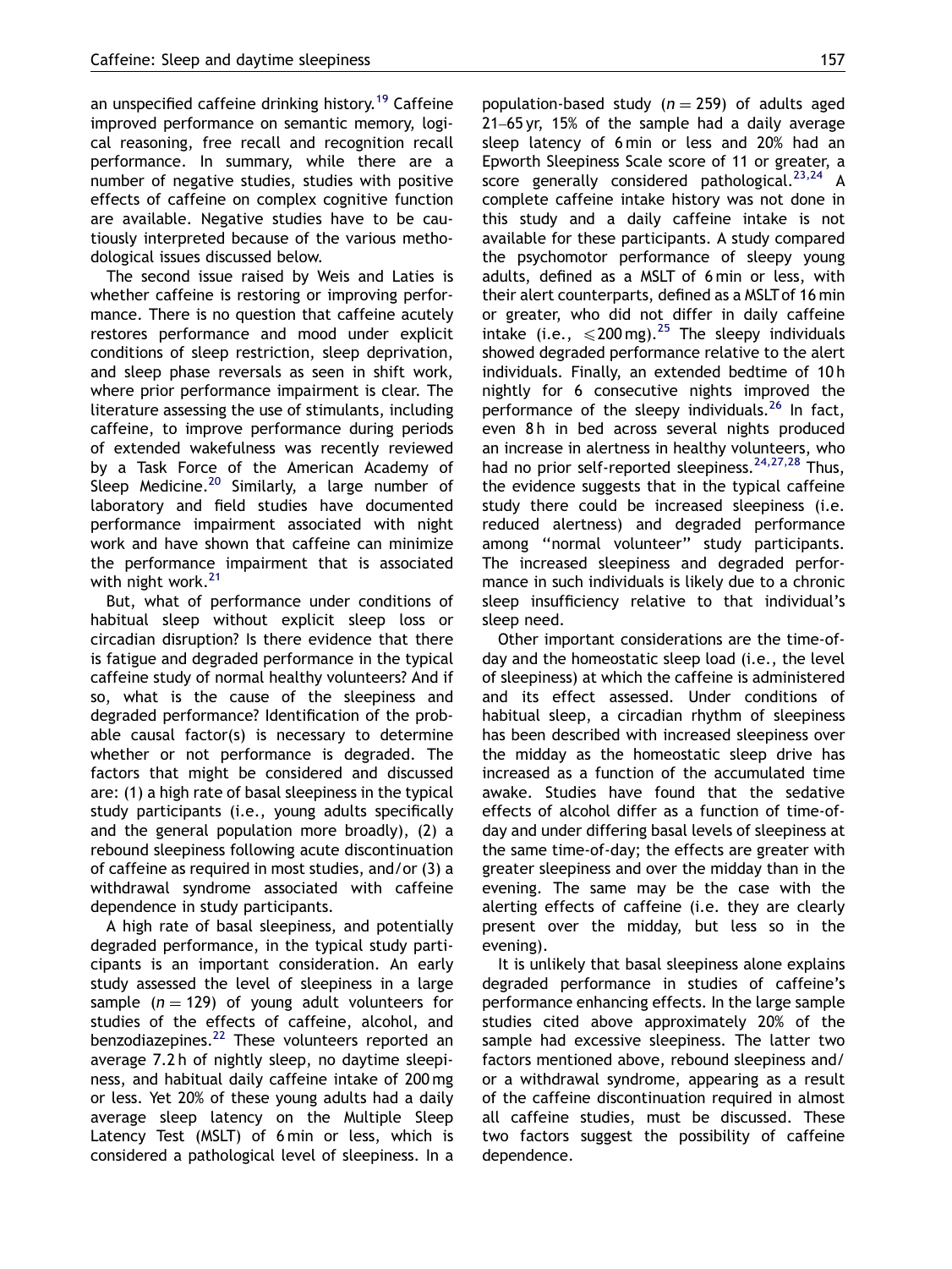an unspecified caffeine drinking history.[19] Caffeine improved performance on semantic memory, logical reasoning, free recall and recognition recall performance. In summary, while there are a number of negative studies, studies with positive effects of caffeine on complex cognitive function are available. Negative studies have to be cautiously interpreted because of the various methodological issues discussed below.

The second issue raised by Weis and Laties is whether caffeine is restoring or improving performance. There is no question that caffeine acutely restores performance and mood under explicit conditions of sleep restriction, sleep deprivation, and sleep phase reversals as seen in shift work, where prior performance impairment is clear. The literature assessing the use of stimulants, including caffeine, to improve performance during periods of extended wakefulness was recently reviewed by a Task Force of the American Academy of Sleep Medicine.[20] Similarly, a large number of laboratory and field studies have documented performance impairment associated with night work and have shown that caffeine can minimize the performance impairment that is associated with night work.[21]

But, what of performance under conditions of habitual sleep without explicit sleep loss or circadian disruption? Is there evidence that there is fatigue and degraded performance in the typical caffeine study of normal healthy volunteers? And if so, what is the cause of the sleepiness and degraded performance? Identification of the probable causal factor(s) is necessary to determine whether or not performance is degraded. The factors that might be considered and discussed are: (1) a high rate of basal sleepiness in the typical study participants (i.e., young adults specifically and the general population more broadly), (2) a rebound sleepiness following acute discontinuation of caffeine as required in most studies, and/or (3) a withdrawal syndrome associated with caffeine dependence in study participants.

A high rate of basal sleepiness, and potentially degraded performance, in the typical study participants is an important consideration. An early study assessed the level of sleepiness in a large sample ($n = 129$) of young adult volunteers for studies of the effects of caffeine, alcohol, and benzodiazepines.[22] These volunteers reported an average 7.2 h of nightly sleep, no daytime sleepiness, and habitual daily caffeine intake of 200 mg or less. Yet 20% of these young adults had a daily average sleep latency on the Multiple Sleep Latency Test (MSLT) of 6 min or less, which is considered a pathological level of sleepiness. In a population-based study ($n = 259$) of adults aged 21–65 yr, 15% of the sample had a daily average sleep latency of 6 min or less and 20% had an Epworth Sleepiness Scale score of 11 or greater, a score generally considered pathological.[23,24] A complete caffeine intake history was not done in this study and a daily caffeine intake is not available for these participants. A study compared the psychomotor performance of sleepy young adults, defined as a MSLT of 6 min or less, with their alert counterparts, defined as a MSLT of 16 min or greater, who did not differ in daily caffeine intake (i.e., $\leqslant 200$ mg).[25] The sleepy individuals showed degraded performance relative to the alert individuals. Finally, an extended bedtime of 10 h nightly for 6 consecutive nights improved the performance of the sleepy individuals.[26] In fact, even 8 h in bed across several nights produced an increase in alertness in healthy volunteers, who had no prior self-reported sleepiness.[24,27,28] Thus, the evidence suggests that in the typical caffeine study there could be increased sleepiness (i.e. reduced alertness) and degraded performance among "normal volunteer" study participants. The increased sleepiness and degraded performance in such individuals is likely due to a chronic sleep insufficiency relative to that individual's sleep need.

Other important considerations are the time-of-day and the homeostatic sleep load (i.e., the level of sleepiness) at which the caffeine is administered and its effect assessed. Under conditions of habitual sleep, a circadian rhythm of sleepiness has been described with increased sleepiness over the midday as the homeostatic sleep drive has increased as a function of the accumulated time awake. Studies have found that the sedative effects of alcohol differ as a function of time-of-day and under differing basal levels of sleepiness at the same time-of-day; the effects are greater with greater sleepiness and over the midday than in the evening. The same may be the case with the alerting effects of caffeine (i.e. they are clearly present over the midday, but less so in the evening).

It is unlikely that basal sleepiness alone explains degraded performance in studies of caffeine's performance enhancing effects. In the large sample studies cited above approximately 20% of the sample had excessive sleepiness. The latter two factors mentioned above, rebound sleepiness and/or a withdrawal syndrome, appearing as a result of the caffeine discontinuation required in almost all caffeine studies, must be discussed. These two factors suggest the possibility of caffeine dependence.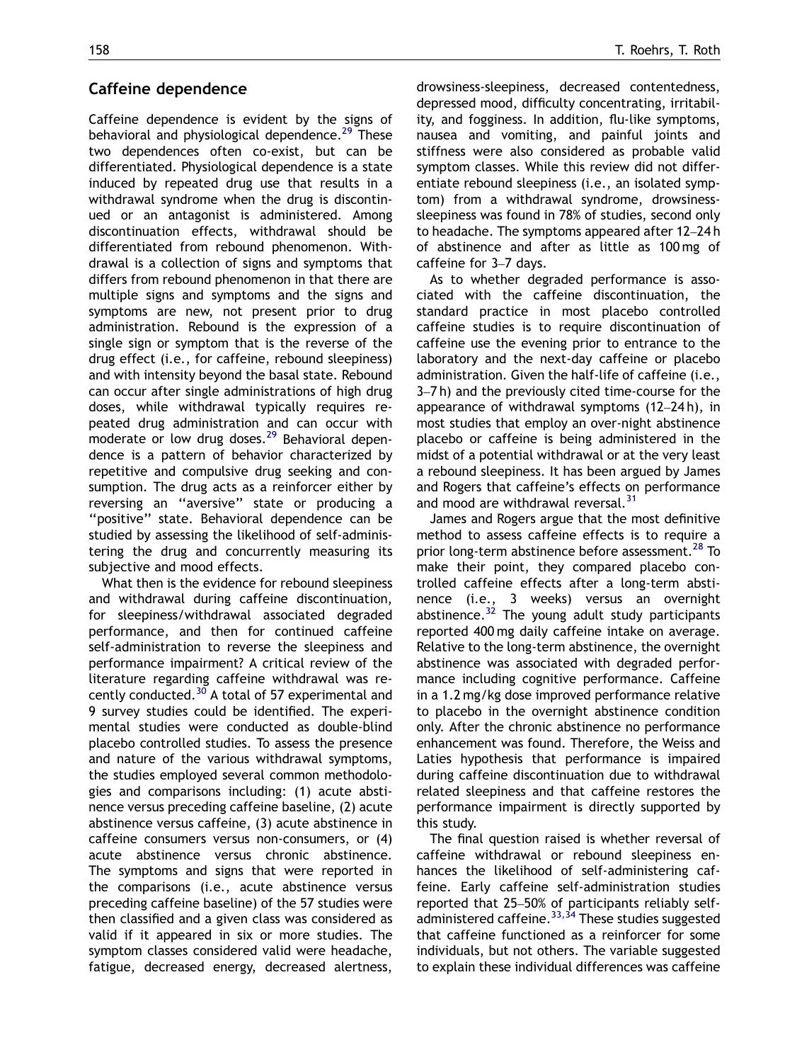## Caffeine dependence

Caffeine dependence is evident by the signs of behavioral and physiological dependence.[29] These two dependences often co-exist, but can be differentiated. Physiological dependence is a state induced by repeated drug use that results in a withdrawal syndrome when the drug is discontinued or an antagonist is administered. Among discontinuation effects, withdrawal should be differentiated from rebound phenomenon. Withdrawal is a collection of signs and symptoms that differs from rebound phenomenon in that there are multiple signs and symptoms and the signs and symptoms are new, not present prior to drug administration. Rebound is the expression of a single sign or symptom that is the reverse of the drug effect (i.e., for caffeine, rebound sleepiness) and with intensity beyond the basal state. Rebound can occur after single administrations of high drug doses, while withdrawal typically requires repeated drug administration and can occur with moderate or low drug doses.[29] Behavioral dependence is a pattern of behavior characterized by repetitive and compulsive drug seeking and consumption. The drug acts as a reinforcer either by reversing an "aversive" state or producing a "positive" state. Behavioral dependence can be studied by assessing the likelihood of self-administering the drug and concurrently measuring its subjective and mood effects.

What then is the evidence for rebound sleepiness and withdrawal during caffeine discontinuation, for sleepiness/withdrawal associated degraded performance, and then for continued caffeine self-administration to reverse the sleepiness and performance impairment? A critical review of the literature regarding caffeine withdrawal was recently conducted.[30] A total of 57 experimental and 9 survey studies could be identified. The experimental studies were conducted as double-blind placebo controlled studies. To assess the presence and nature of the various withdrawal symptoms, the studies employed several common methodologies and comparisons including: (1) acute abstinence versus preceding caffeine baseline, (2) acute abstinence versus caffeine, (3) acute abstinence in caffeine consumers versus non-consumers, or (4) acute abstinence versus chronic abstinence. The symptoms and signs that were reported in the comparisons (i.e., acute abstinence versus preceding caffeine baseline) of the 57 studies were then classified and a given class was considered as valid if it appeared in six or more studies. The symptom classes considered valid were headache, fatigue, decreased energy, decreased alertness, drowsiness-sleepiness, decreased contentedness, depressed mood, difficulty concentrating, irritability, and fogginess. In addition, flu-like symptoms, nausea and vomiting, and painful joints and stiffness were also considered as probable valid symptom classes. While this review did not differentiate rebound sleepiness (i.e., an isolated symptom) from a withdrawal syndrome, drowsiness-sleepiness was found in 78% of studies, second only to headache. The symptoms appeared after 12–24 h of abstinence and after as little as 100 mg of caffeine for 3–7 days.

As to whether degraded performance is associated with the caffeine discontinuation, the standard practice in most placebo controlled caffeine studies is to require discontinuation of caffeine use the evening prior to entrance to the laboratory and the next-day caffeine or placebo administration. Given the half-life of caffeine (i.e., 3–7 h) and the previously cited time-course for the appearance of withdrawal symptoms (12–24 h), in most studies that employ an over-night abstinence placebo or caffeine is being administered in the midst of a potential withdrawal or at the very least a rebound sleepiness. It has been argued by James and Rogers that caffeine's effects on performance and mood are withdrawal reversal.[31]

James and Rogers argue that the most definitive method to assess caffeine effects is to require a prior long-term abstinence before assessment.[28] To make their point, they compared placebo controlled caffeine effects after a long-term abstinence (i.e., 3 weeks) versus an overnight abstinence.[32] The young adult study participants reported 400 mg daily caffeine intake on average. Relative to the long-term abstinence, the overnight abstinence was associated with degraded performance including cognitive performance. Caffeine in a 1.2 mg/kg dose improved performance relative to placebo in the overnight abstinence condition only. After the chronic abstinence no performance enhancement was found. Therefore, the Weiss and Laties hypothesis that performance is impaired during caffeine discontinuation due to withdrawal related sleepiness and that caffeine restores the performance impairment is directly supported by this study.

The final question raised is whether reversal of caffeine withdrawal or rebound sleepiness enhances the likelihood of self-administering caffeine. Early caffeine self-administration studies reported that 25–50% of participants reliably self-administered caffeine.[33,34] These studies suggested that caffeine functioned as a reinforcer for some individuals, but not others. The variable suggested to explain these individual differences was caffeine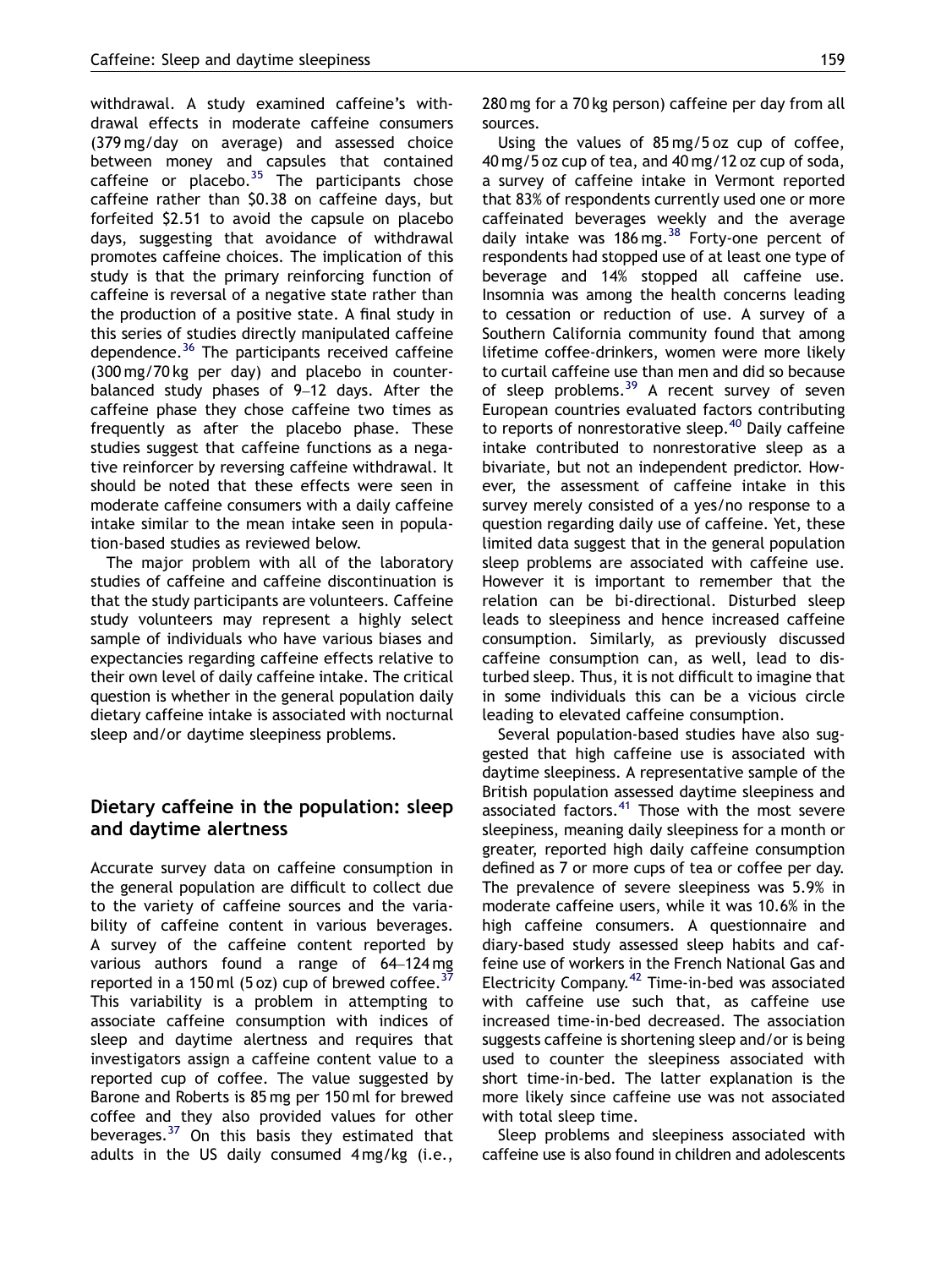withdrawal. A study examined caffeine's withdrawal effects in moderate caffeine consumers (379 mg/day on average) and assessed choice between money and capsules that contained caffeine or placebo.[35] The participants chose caffeine rather than $0.38 on caffeine days, but forfeited $2.51 to avoid the capsule on placebo days, suggesting that avoidance of withdrawal promotes caffeine choices. The implication of this study is that the primary reinforcing function of caffeine is reversal of a negative state rather than the production of a positive state. A final study in this series of studies directly manipulated caffeine dependence.[36] The participants received caffeine (300 mg/70 kg per day) and placebo in counterbalanced study phases of 9–12 days. After the caffeine phase they chose caffeine two times as frequently as after the placebo phase. These studies suggest that caffeine functions as a negative reinforcer by reversing caffeine withdrawal. It should be noted that these effects were seen in moderate caffeine consumers with a daily caffeine intake similar to the mean intake seen in population-based studies as reviewed below.

The major problem with all of the laboratory studies of caffeine and caffeine discontinuation is that the study participants are volunteers. Caffeine study volunteers may represent a highly select sample of individuals who have various biases and expectancies regarding caffeine effects relative to their own level of daily caffeine intake. The critical question is whether in the general population daily dietary caffeine intake is associated with nocturnal sleep and/or daytime sleepiness problems.

## Dietary caffeine in the population: sleep and daytime alertness

Accurate survey data on caffeine consumption in the general population are difficult to collect due to the variety of caffeine sources and the variability of caffeine content in various beverages. A survey of the caffeine content reported by various authors found a range of 64–124 mg reported in a 150 ml (5 oz) cup of brewed coffee.[37] This variability is a problem in attempting to associate caffeine consumption with indices of sleep and daytime alertness and requires that investigators assign a caffeine content value to a reported cup of coffee. The value suggested by Barone and Roberts is 85 mg per 150 ml for brewed coffee and they also provided values for other beverages.[37] On this basis they estimated that adults in the US daily consumed 4 mg/kg (i.e., 280 mg for a 70 kg person) caffeine per day from all sources.

Using the values of 85 mg/5 oz cup of coffee, 40 mg/5 oz cup of tea, and 40 mg/12 oz cup of soda, a survey of caffeine intake in Vermont reported that 83% of respondents currently used one or more caffeinated beverages weekly and the average daily intake was 186 mg.[38] Forty-one percent of respondents had stopped use of at least one type of beverage and 14% stopped all caffeine use. Insomnia was among the health concerns leading to cessation or reduction of use. A survey of a Southern California community found that among lifetime coffee-drinkers, women were more likely to curtail caffeine use than men and did so because of sleep problems.[39] A recent survey of seven European countries evaluated factors contributing to reports of nonrestorative sleep.[40] Daily caffeine intake contributed to nonrestorative sleep as a bivariate, but not an independent predictor. However, the assessment of caffeine intake in this survey merely consisted of a yes/no response to a question regarding daily use of caffeine. Yet, these limited data suggest that in the general population sleep problems are associated with caffeine use. However it is important to remember that the relation can be bi-directional. Disturbed sleep leads to sleepiness and hence increased caffeine consumption. Similarly, as previously discussed caffeine consumption can, as well, lead to disturbed sleep. Thus, it is not difficult to imagine that in some individuals this can be a vicious circle leading to elevated caffeine consumption.

Several population-based studies have also suggested that high caffeine use is associated with daytime sleepiness. A representative sample of the British population assessed daytime sleepiness and associated factors.[41] Those with the most severe sleepiness, meaning daily sleepiness for a month or greater, reported high daily caffeine consumption defined as 7 or more cups of tea or coffee per day. The prevalence of severe sleepiness was 5.9% in moderate caffeine users, while it was 10.6% in the high caffeine consumers. A questionnaire and diary-based study assessed sleep habits and caffeine use of workers in the French National Gas and Electricity Company.[42] Time-in-bed was associated with caffeine use such that, as caffeine use increased time-in-bed decreased. The association suggests caffeine is shortening sleep and/or is being used to counter the sleepiness associated with short time-in-bed. The latter explanation is the more likely since caffeine use was not associated with total sleep time.

Sleep problems and sleepiness associated with caffeine use is also found in children and adolescents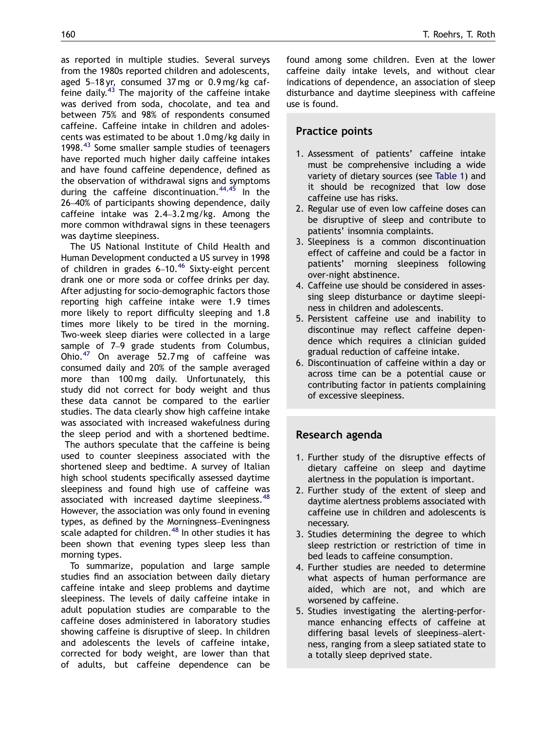as reported in multiple studies. Several surveys from the 1980s reported children and adolescents, aged 5–18 yr, consumed 37 mg or 0.9 mg/kg caffeine daily.[43] The majority of the caffeine intake was derived from soda, chocolate, and tea and between 75% and 98% of respondents consumed caffeine. Caffeine intake in children and adolescents was estimated to be about 1.0 mg/kg daily in 1998.[43] Some smaller sample studies of teenagers have reported much higher daily caffeine intakes and have found caffeine dependence, defined as the observation of withdrawal signs and symptoms during the caffeine discontinuation.[44,45] In the 26–40% of participants showing dependence, daily caffeine intake was 2.4–3.2 mg/kg. Among the more common withdrawal signs in these teenagers was daytime sleepiness.

The US National Institute of Child Health and Human Development conducted a US survey in 1998 of children in grades 6–10.[46] Sixty-eight percent drank one or more soda or coffee drinks per day. After adjusting for socio-demographic factors those reporting high caffeine intake were 1.9 times more likely to report difficulty sleeping and 1.8 times more likely to be tired in the morning. Two-week sleep diaries were collected in a large sample of 7–9 grade students from Columbus, Ohio.[47] On average 52.7 mg of caffeine was consumed daily and 20% of the sample averaged more than 100 mg daily. Unfortunately, this study did not correct for body weight and thus these data cannot be compared to the earlier studies. The data clearly show high caffeine intake was associated with increased wakefulness during the sleep period and with a shortened bedtime. The authors speculate that the caffeine is being used to counter sleepiness associated with the shortened sleep and bedtime. A survey of Italian high school students specifically assessed daytime sleepiness and found high use of caffeine was associated with increased daytime sleepiness.[48] However, the association was only found in evening types, as defined by the Morningness–Eveningness scale adapted for children.[48] In other studies it has been shown that evening types sleep less than morning types.

To summarize, population and large sample studies find an association between daily dietary caffeine intake and sleep problems and daytime sleepiness. The levels of daily caffeine intake in adult population studies are comparable to the caffeine doses administered in laboratory studies showing caffeine is disruptive of sleep. In children and adolescents the levels of caffeine intake, corrected for body weight, are lower than that of adults, but caffeine dependence can be found among some children. Even at the lower caffeine daily intake levels, and without clear indications of dependence, an association of sleep disturbance and daytime sleepiness with caffeine use is found.

## Practice points

1. Assessment of patients' caffeine intake must be comprehensive including a wide variety of dietary sources (see Table 1) and it should be recognized that low dose caffeine use has risks.
2. Regular use of even low caffeine doses can be disruptive of sleep and contribute to patients' insomnia complaints.
3. Sleepiness is a common discontinuation effect of caffeine and could be a factor in patients' morning sleepiness following over-night abstinence.
4. Caffeine use should be considered in assessing sleep disturbance or daytime sleepiness in children and adolescents.
5. Persistent caffeine use and inability to discontinue may reflect caffeine dependence which requires a clinician guided gradual reduction of caffeine intake.
6. Discontinuation of caffeine within a day or across time can be a potential cause or contributing factor in patients complaining of excessive sleepiness.

## Research agenda

1. Further study of the disruptive effects of dietary caffeine on sleep and daytime alertness in the population is important.
2. Further study of the extent of sleep and daytime alertness problems associated with caffeine use in children and adolescents is necessary.
3. Studies determining the degree to which sleep restriction or restriction of time in bed leads to caffeine consumption.
4. Further studies are needed to determine what aspects of human performance are aided, which are not, and which are worsened by caffeine.
5. Studies investigating the alerting-performance enhancing effects of caffeine at differing basal levels of sleepiness–alertness, ranging from a sleep satiated state to a totally sleep deprived state.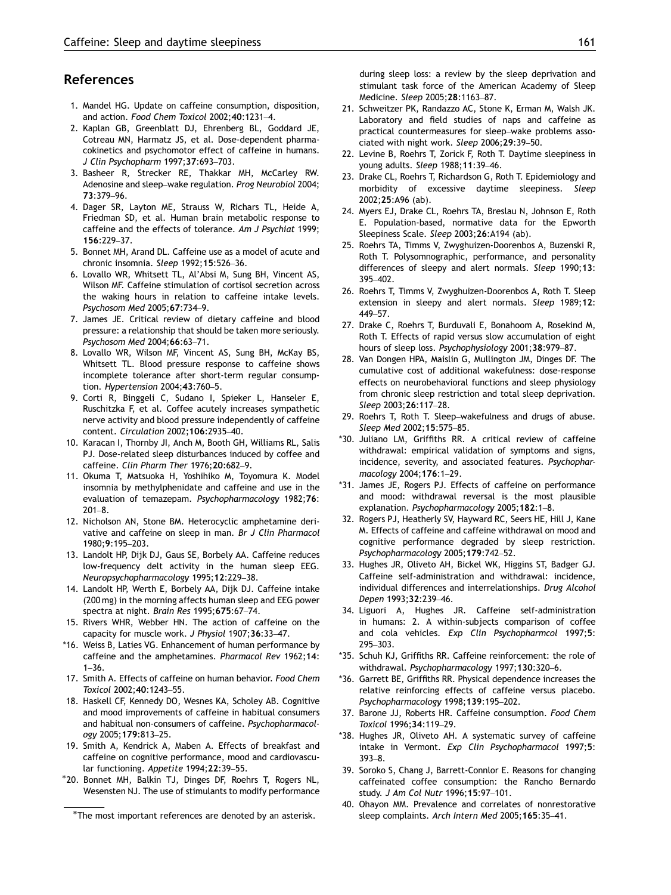## References

1. Mandel HG. Update on caffeine consumption, disposition, and action. *Food Chem Toxicol* 2002;**40**:1231–4.
2. Kaplan GB, Greenblatt DJ, Ehrenberg BL, Goddard JE, Cotreau MN, Harmatz JS, et al. Dose-dependent pharmacokinetics and psychomotor effect of caffeine in humans. *J Clin Psychopharm* 1997;**37**:693–703.
3. Basheer R, Strecker RE, Thakkar MH, McCarley RW. Adenosine and sleep–wake regulation. *Prog Neurobiol* 2004; **73**:379–96.
4. Dager SR, Layton ME, Strauss W, Richars TL, Heide A, Friedman SD, et al. Human brain metabolic response to caffeine and the effects of tolerance. *Am J Psychiat* 1999; **156**:229–37.
5. Bonnet MH, Arand DL. Caffeine use as a model of acute and chronic insomnia. *Sleep* 1992;**15**:526–36.
6. Lovallo WR, Whitsett TL, Al'Absi M, Sung BH, Vincent AS, Wilson MF. Caffeine stimulation of cortisol secretion across the waking hours in relation to caffeine intake levels. *Psychosom Med* 2005;**67**:734–9.
7. James JE. Critical review of dietary caffeine and blood pressure: a relationship that should be taken more seriously. *Psychosom Med* 2004;**66**:63–71.
8. Lovallo WR, Wilson MF, Vincent AS, Sung BH, McKay BS, Whitsett TL. Blood pressure response to caffeine shows incomplete tolerance after short-term regular consumption. *Hypertension* 2004;**43**:760–5.
9. Corti R, Binggeli C, Sudano I, Spieker L, Hanseler E, Ruschitzka F, et al. Coffee acutely increases sympathetic nerve activity and blood pressure independently of caffeine content. *Circulation* 2002;**106**:2935–40.
10. Karacan I, Thornby JI, Anch M, Booth GH, Williams RL, Salis PJ. Dose-related sleep disturbances induced by coffee and caffeine. *Clin Pharm Ther* 1976;**20**:682–9.
11. Okuma T, Matsuoka H, Yoshihiko M, Toyomura K. Model insomnia by methylphenidate and caffeine and use in the evaluation of temazepam. *Psychopharmacology* 1982;**76**: 201–8.
12. Nicholson AN, Stone BM. Heterocyclic amphetamine derivative and caffeine on sleep in man. *Br J Clin Pharmacol* 1980;**9**:195–203.
13. Landolt HP, Dijk DJ, Gaus SE, Borbely AA. Caffeine reduces low-frequency delt activity in the human sleep EEG. *Neuropsychopharmacology* 1995;**12**:229–38.
14. Landolt HP, Werth E, Borbely AA, Dijk DJ. Caffeine intake (200 mg) in the morning affects human sleep and EEG power spectra at night. *Brain Res* 1995;**675**:67–74.
15. Rivers WHR, Webber HN. The action of caffeine on the capacity for muscle work. *J Physiol* 1907;**36**:33–47.
16. *Weiss B, Laties VG. Enhancement of human performance by caffeine and the amphetamines. *Pharmacol Rev* 1962;**14**: 1–36.
17. Smith A. Effects of caffeine on human behavior. *Food Chem Toxicol* 2002;**40**:1243–55.
18. Haskell CF, Kennedy DO, Wesnes KA, Scholey AB. Cognitive and mood improvements of caffeine in habitual consumers and habitual non-consumers of caffeine. *Psychopharmacology* 2005;**179**:813–25.
19. Smith A, Kendrick A, Maben A. Effects of breakfast and caffeine on cognitive performance, mood and cardiovascular functioning. *Appetite* 1994;**22**:39–55.
20. *Bonnet MH, Balkin TJ, Dinges DF, Roehrs T, Rogers NL, Wesensten NJ. The use of stimulants to modify performance during sleep loss: a review by the sleep deprivation and stimulant task force of the American Academy of Sleep Medicine. *Sleep* 2005;**28**:1163–87.
21. Schweitzer PK, Randazzo AC, Stone K, Erman M, Walsh JK. Laboratory and field studies of naps and caffeine as practical countermeasures for sleep–wake problems associated with night work. *Sleep* 2006;**29**:39–50.
22. Levine B, Roehrs T, Zorick F, Roth T. Daytime sleepiness in young adults. *Sleep* 1988;**11**:39–46.
23. Drake CL, Roehrs T, Richardson G, Roth T. Epidemiology and morbidity of excessive daytime sleepiness. *Sleep* 2002;**25**:A96 (ab).
24. Myers EJ, Drake CL, Roehrs TA, Breslau N, Johnson E, Roth E. Population-based, normative data for the Epworth Sleepiness Scale. *Sleep* 2003;**26**:A194 (ab).
25. Roehrs TA, Timms V, Zwyghuizen-Doorenbos A, Buzenski R, Roth T. Polysomnographic, performance, and personality differences of sleepy and alert normals. *Sleep* 1990;**13**: 395–402.
26. Roehrs T, Timms V, Zwyghuizen-Doorenbos A, Roth T. Sleep extension in sleepy and alert normals. *Sleep* 1989;**12**: 449–57.
27. Drake C, Roehrs T, Burduvali E, Bonahoom A, Rosekind M, Roth T. Effects of rapid versus slow accumulation of eight hours of sleep loss. *Psychophysiology* 2001;**38**:979–87.
28. Van Dongen HPA, Maislin G, Mullington JM, Dinges DF. The cumulative cost of additional wakefulness: dose-response effects on neurobehavioral functions and sleep physiology from chronic sleep restriction and total sleep deprivation. *Sleep* 2003;**26**:117–28.
29. Roehrs T, Roth T. Sleep–wakefulness and drugs of abuse. *Sleep Med* 2002;**15**:575–85.
30. *Juliano LM, Griffiths RR. A critical review of caffeine withdrawal: empirical validation of symptoms and signs, incidence, severity, and associated features. *Psychopharmacology* 2004;**176**:1–29.
31. *James JE, Rogers PJ. Effects of caffeine on performance and mood: withdrawal reversal is the most plausible explanation. *Psychopharmacology* 2005;**182**:1–8.
32. Rogers PJ, Heatherly SV, Hayward RC, Seers HE, Hill J, Kane M. Effects of caffeine and caffeine withdrawal on mood and cognitive performance degraded by sleep restriction. *Psychopharmacology* 2005;**179**:742–52.
33. Hughes JR, Oliveto AH, Bickel WK, Higgins ST, Badger GJ. Caffeine self-administration and withdrawal: incidence, individual differences and interrelationships. *Drug Alcohol Depen* 1993;**32**:239–46.
34. Liguori A, Hughes JR. Caffeine self-administration in humans: 2. A within-subjects comparison of coffee and cola vehicles. *Exp Clin Psychopharmcol* 1997;**5**: 295–303.
35. *Schuh KJ, Griffiths RR. Caffeine reinforcement: the role of withdrawal. *Psychopharmacology* 1997;**130**:320–6.
36. *Garrett BE, Griffiths RR. Physical dependence increases the relative reinforcing effects of caffeine versus placebo. *Psychopharmacology* 1998;**139**:195–202.
37. Barone JJ, Roberts HR. Caffeine consumption. *Food Chem Toxicol* 1996;**34**:119–29.
38. *Hughes JR, Oliveto AH. A systematic survey of caffeine intake in Vermont. *Exp Clin Psychopharmacol* 1997;**5**: 393–8.
39. Soroko S, Chang J, Barrett-Connlor E. Reasons for changing caffeinated coffee consumption: the Rancho Bernardo study. *J Am Col Nutr* 1996;**15**:97–101.
40. Ohayon MM. Prevalence and correlates of nonrestorative sleep complaints. *Arch Intern Med* 2005;**165**:35–41.

*The most important references are denoted by an asterisk.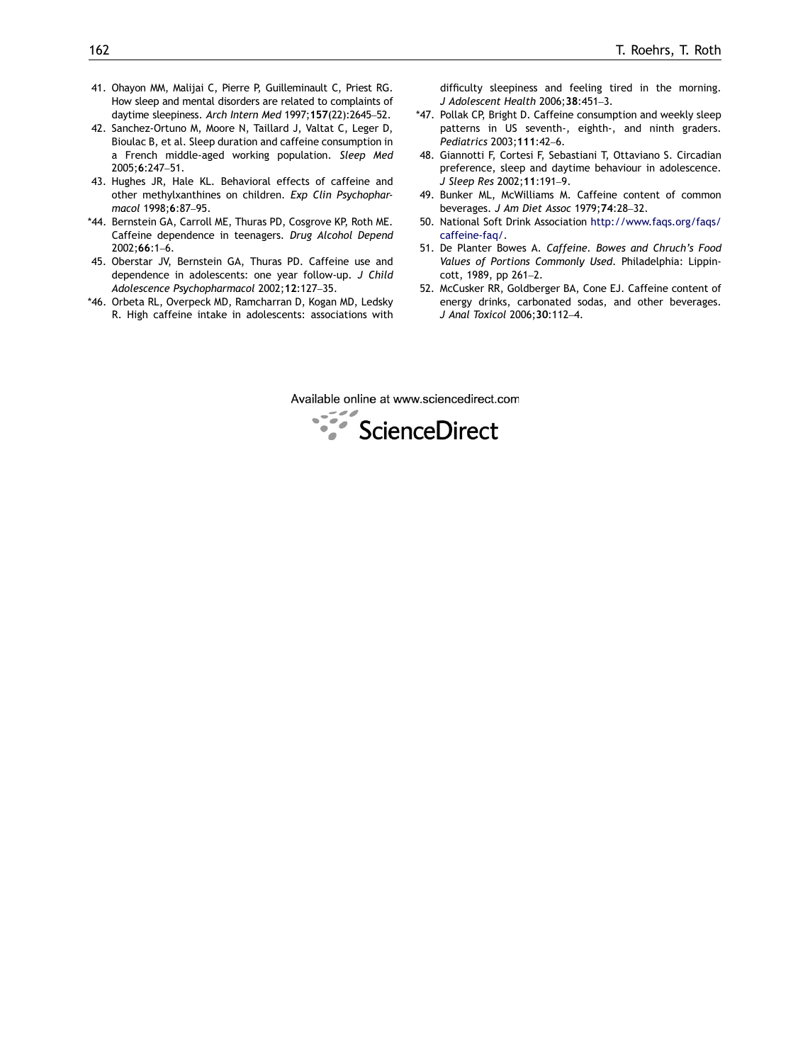41. Ohayon MM, Malijai C, Pierre P, Guilleminault C, Priest RG. How sleep and mental disorders are related to complaints of daytime sleepiness. *Arch Intern Med* 1997;**157**(22):2645–52.
42. Sanchez-Ortuno M, Moore N, Taillard J, Valtat C, Leger D, Bioulac B, et al. Sleep duration and caffeine consumption in a French middle-aged working population. *Sleep Med* 2005;**6**:247–51.
43. Hughes JR, Hale KL. Behavioral effects of caffeine and other methylxanthines on children. *Exp Clin Psychopharmacol* 1998;**6**:87–95.
*44. Bernstein GA, Carroll ME, Thuras PD, Cosgrove KP, Roth ME. Caffeine dependence in teenagers. *Drug Alcohol Depend* 2002;**66**:1–6.
45. Oberstar JV, Bernstein GA, Thuras PD. Caffeine use and dependence in adolescents: one year follow-up. *J Child Adolescence Psychopharmacol* 2002;**12**:127–35.
*46. Orbeta RL, Overpeck MD, Ramcharran D, Kogan MD, Ledsky R. High caffeine intake in adolescents: associations with difficulty sleepiness and feeling tired in the morning. *J Adolescent Health* 2006;**38**:451–3.
*47. Pollak CP, Bright D. Caffeine consumption and weekly sleep patterns in US seventh-, eighth-, and ninth graders. *Pediatrics* 2003;**111**:42–6.
48. Giannotti F, Cortesi F, Sebastiani T, Ottaviano S. Circadian preference, sleep and daytime behaviour in adolescence. *J Sleep Res* 2002;**11**:191–9.
49. Bunker ML, McWilliams M. Caffeine content of common beverages. *J Am Diet Assoc* 1979;**74**:28–32.
50. National Soft Drink Association http://www.faqs.org/faqs/caffeine-faq/.
51. De Planter Bowes A. *Caffeine. Bowes and Chruch's Food Values of Portions Commonly Used*. Philadelphia: Lippincott, 1989, pp 261–2.
52. McCusker RR, Goldberger BA, Cone EJ. Caffeine content of energy drinks, carbonated sodas, and other beverages. *J Anal Toxicol* 2006;**30**:112–4.